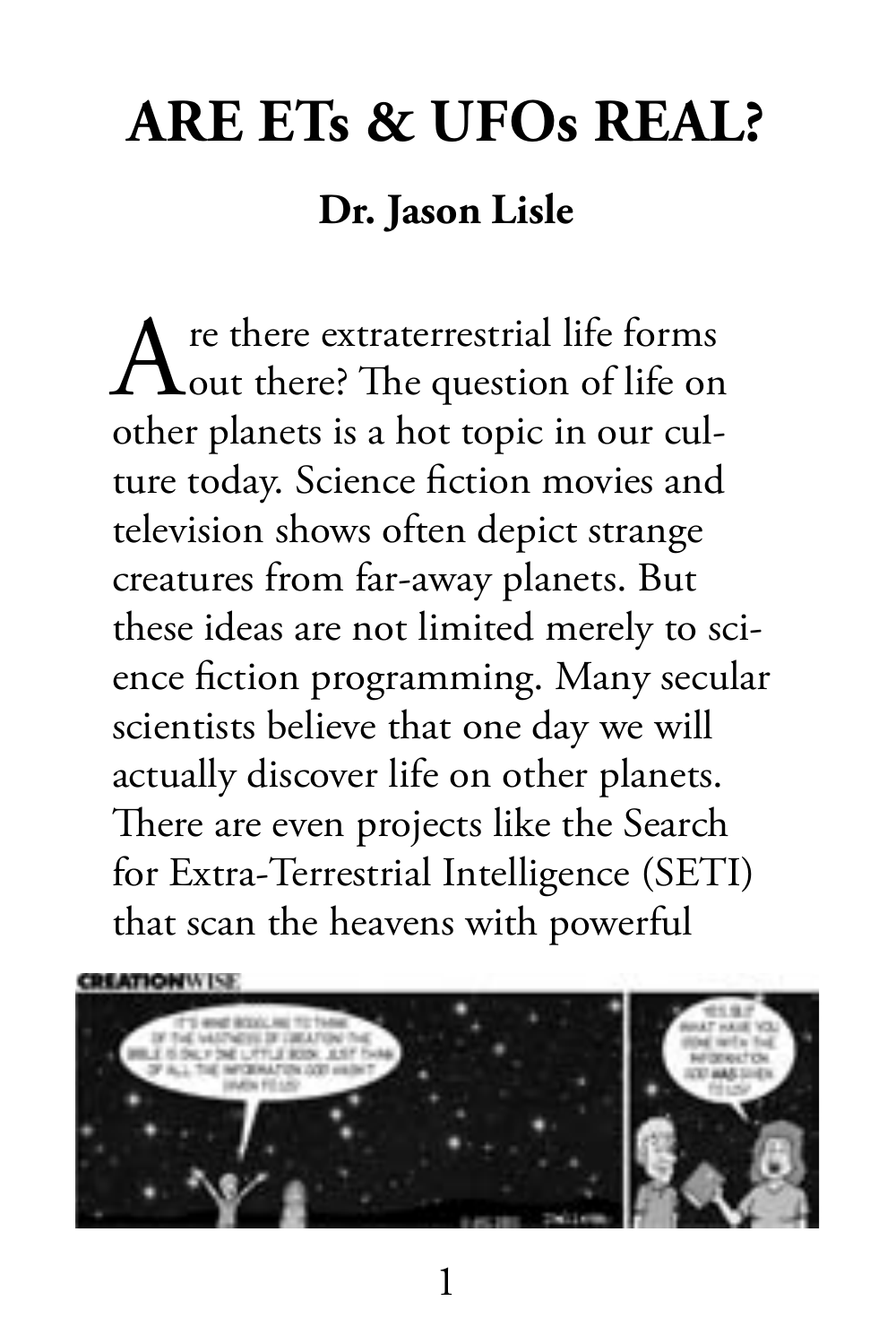# ARE ETs & UFOs REAL?

## Dr. Jason Lisle

Are there extraterrestrial life forms out there? The question of life on other planets is a hot topic in our culture today. Science fiction movies and television shows often depict strange creatures from far-away planets. But these ideas are not limited merely to science fiction programming. Many secular scientists believe that one day we will actually discover life on other planets. There are even projects like the Search for Extra-Terrestrial Intelligence (SETI) that scan the heavens with powerful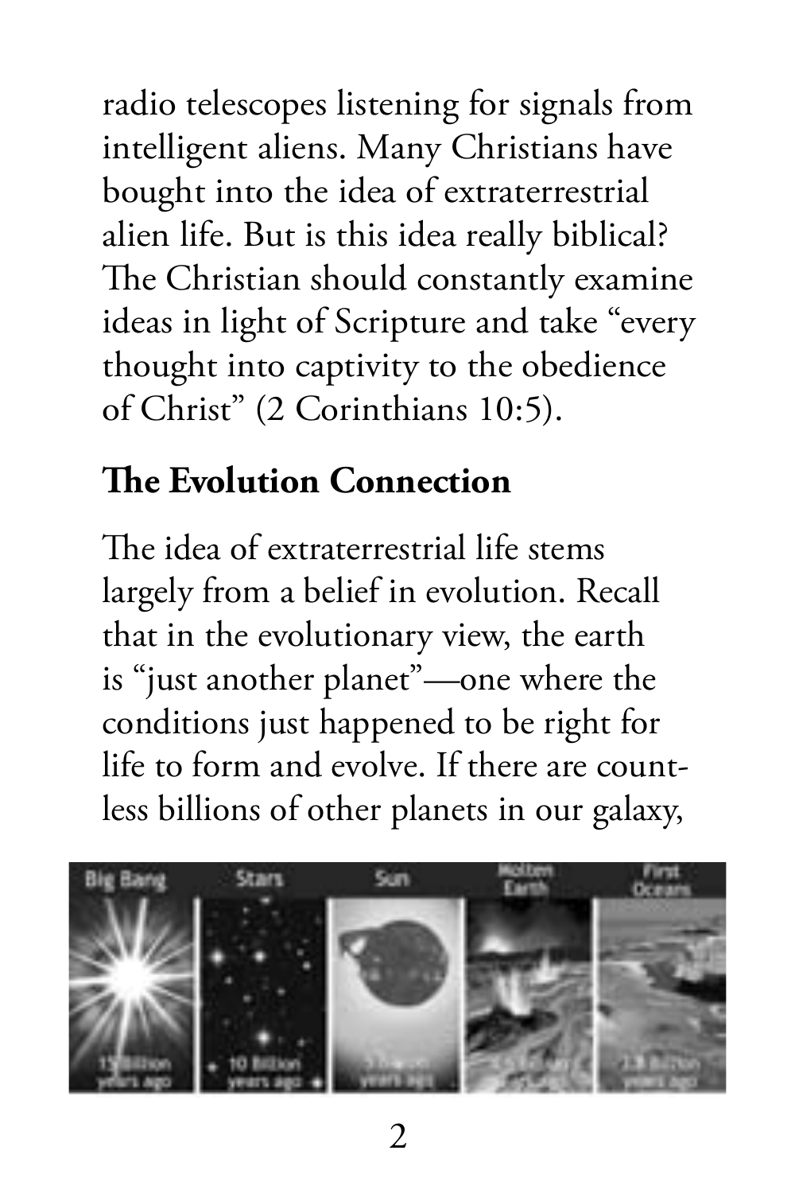radio telescopes listening for signals from intelligent aliens. Many Christians have bought into the idea of extraterrestrial alien life. But is this idea really biblical? The Christian should constantly examine ideas in light of Scripture and take "every thought into captivity to the obedience of Christ" (2 Corinthians 10:5).

## The Evolution Connection

The idea of extraterrestrial life stems largely from a belief in evolution. Recall that in the evolutionary view, the earth is "just another planet"—one where the conditions just happened to be right for life to form and evolve. If there are countless billions of other planets in our galaxy,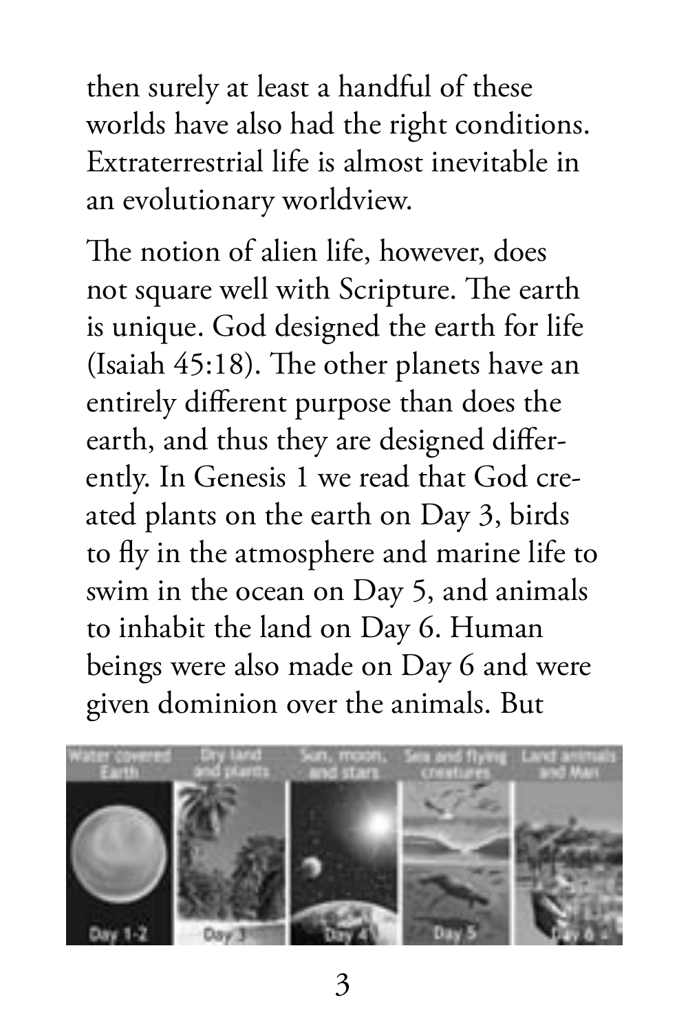then surely at least a handful of these worlds have also had the right conditions. Extraterrestrial life is almost inevitable in an evolutionary worldview.

The notion of alien life, however, does not square well with Scripture. The earth is unique. God designed the earth for life (Isaiah 45:18). The other planets have an entirely different purpose than does the earth, and thus they are designed differently. In Genesis 1 we read that God created plants on the earth on Day 3, birds to fly in the atmosphere and marine life to swim in the ocean on Day 5, and animals to inhabit the land on Day 6. Human beings were also made on Day 6 and were given dominion over the animals. But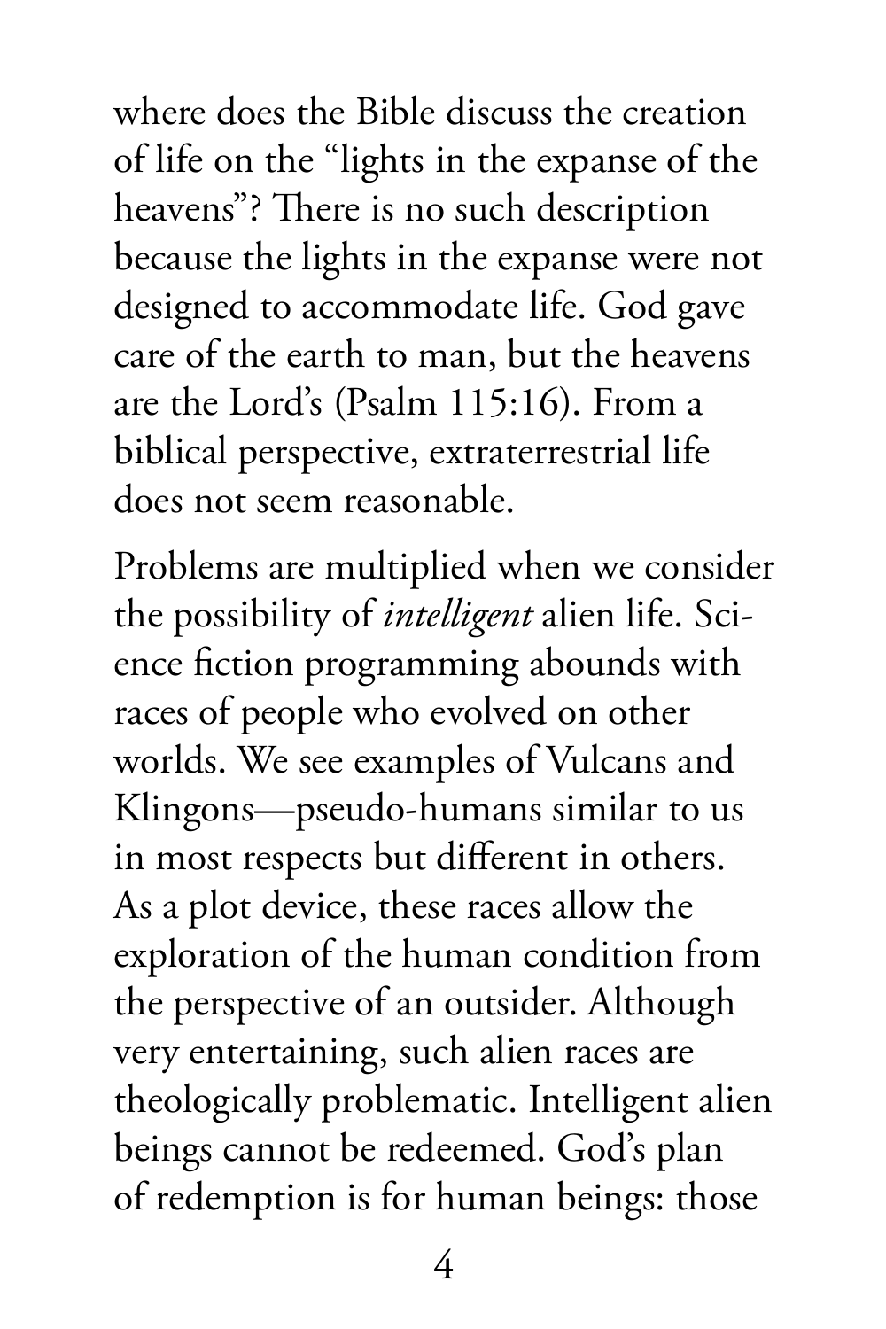where does the Bible discuss the creation of life on the "lights in the expanse of the heavens"? There is no such description because the lights in the expanse were not designed to accommodate life. God gave care of the earth to man, but the heavens are the Lord's (Psalm 115:16). From a biblical perspective, extraterrestrial life does not seem reasonable.

Problems are multiplied when we consider the possibility of *intelligent* alien life. Science fiction programming abounds with races of people who evolved on other worlds. We see examples of Vulcans and Klingons—pseudo-humans similar to us in most respects but different in others. As a plot device, these races allow the exploration of the human condition from the perspective of an outsider. Although very entertaining, such alien races are theologically problematic. Intelligent alien beings cannot be redeemed. God's plan of redemption is for human beings: those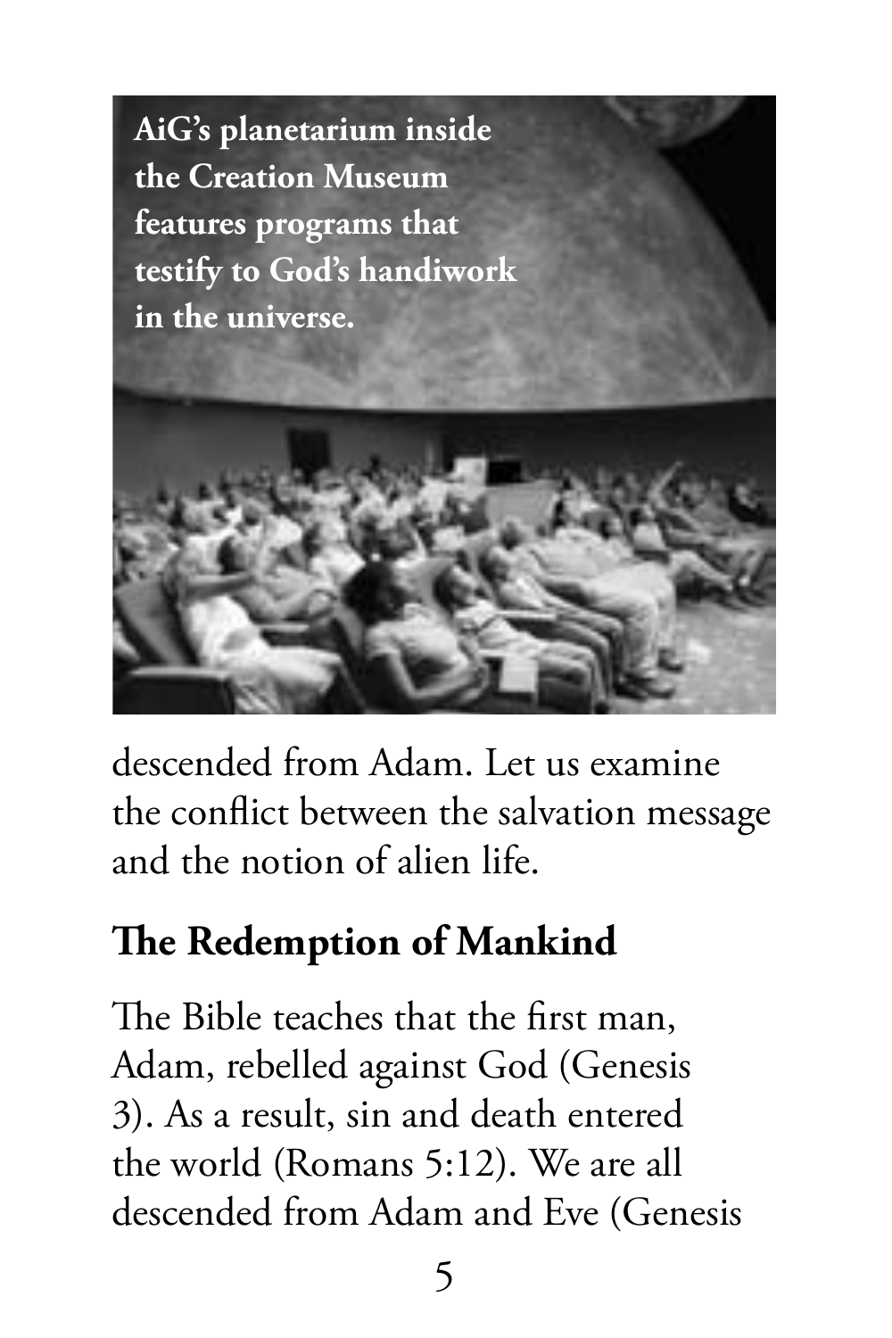AiG's planetarium inside the Creation Museum features programs that testify to God's handiwork in the universe.

descended from Adam. Let us examine the conflict between the salvation message and the notion of alien life.

## The Redemption of Mankind

The Bible teaches that the first man, Adam, rebelled against God (Genesis 3). As a result, sin and death entered the world (Romans 5:12). We are all descended from Adam and Eve (Genesis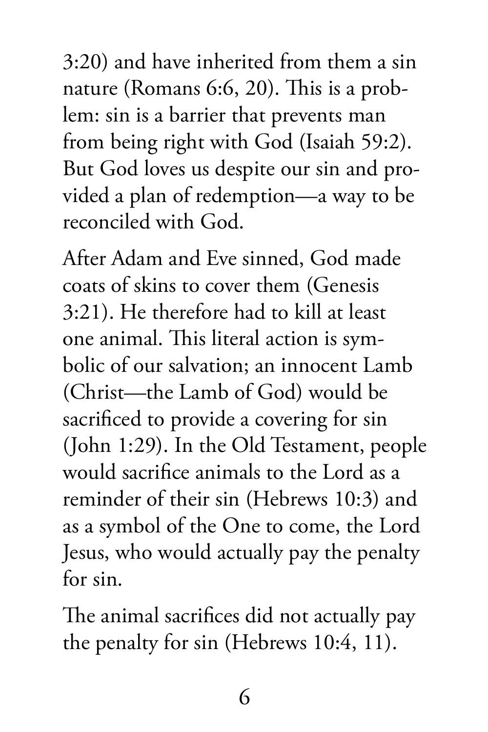3:20) and have inherited from them a sin nature (Romans 6:6, 20). This is a problem: sin is a barrier that prevents man from being right with God (Isaiah 59:2). But God loves us despite our sin and provided a plan of redemption—a way to be reconciled with God.

After Adam and Eve sinned, God made coats of skins to cover them (Genesis 3:21). He therefore had to kill at least one animal. This literal action is symbolic of our salvation; an innocent Lamb (Christ—the Lamb of God) would be sacrificed to provide a covering for sin (John 1:29). In the Old Testament, people would sacrifice animals to the Lord as a reminder of their sin (Hebrews 10:3) and as a symbol of the One to come, the Lord Jesus, who would actually pay the penalty for sin.

The animal sacrifices did not actually pay the penalty for sin (Hebrews 10:4, 11).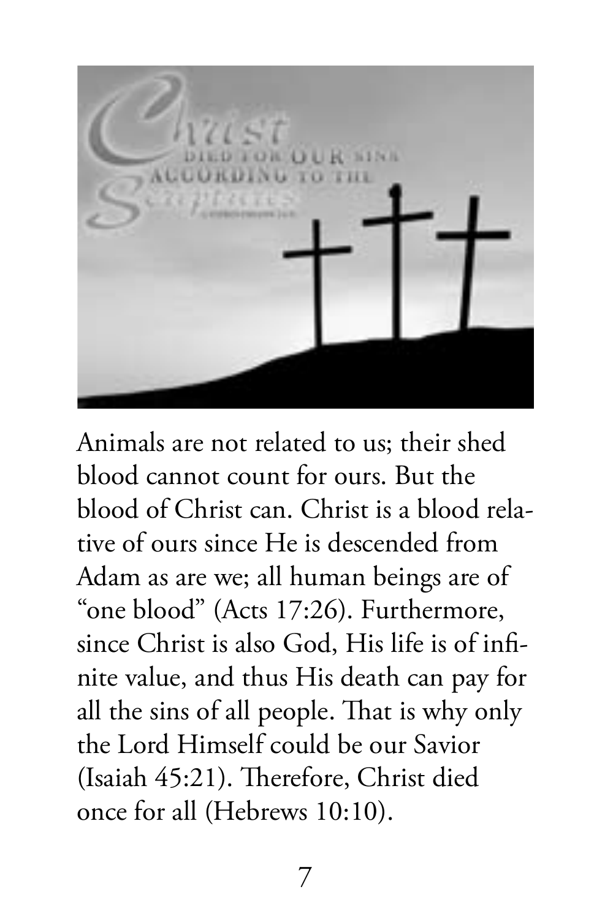Animals are not related to us; their shed blood cannot count for ours. But the blood of Christ can. Christ is a blood relative of ours since He is descended from Adam as are we; all human beings are of "one blood" (Acts 17:26). Furthermore, since Christ is also God, His life is of infinite value, and thus His death can pay for all the sins of all people. That is why only the Lord Himself could be our Savior (Isaiah 45:21). Therefore, Christ died once for all (Hebrews 10:10).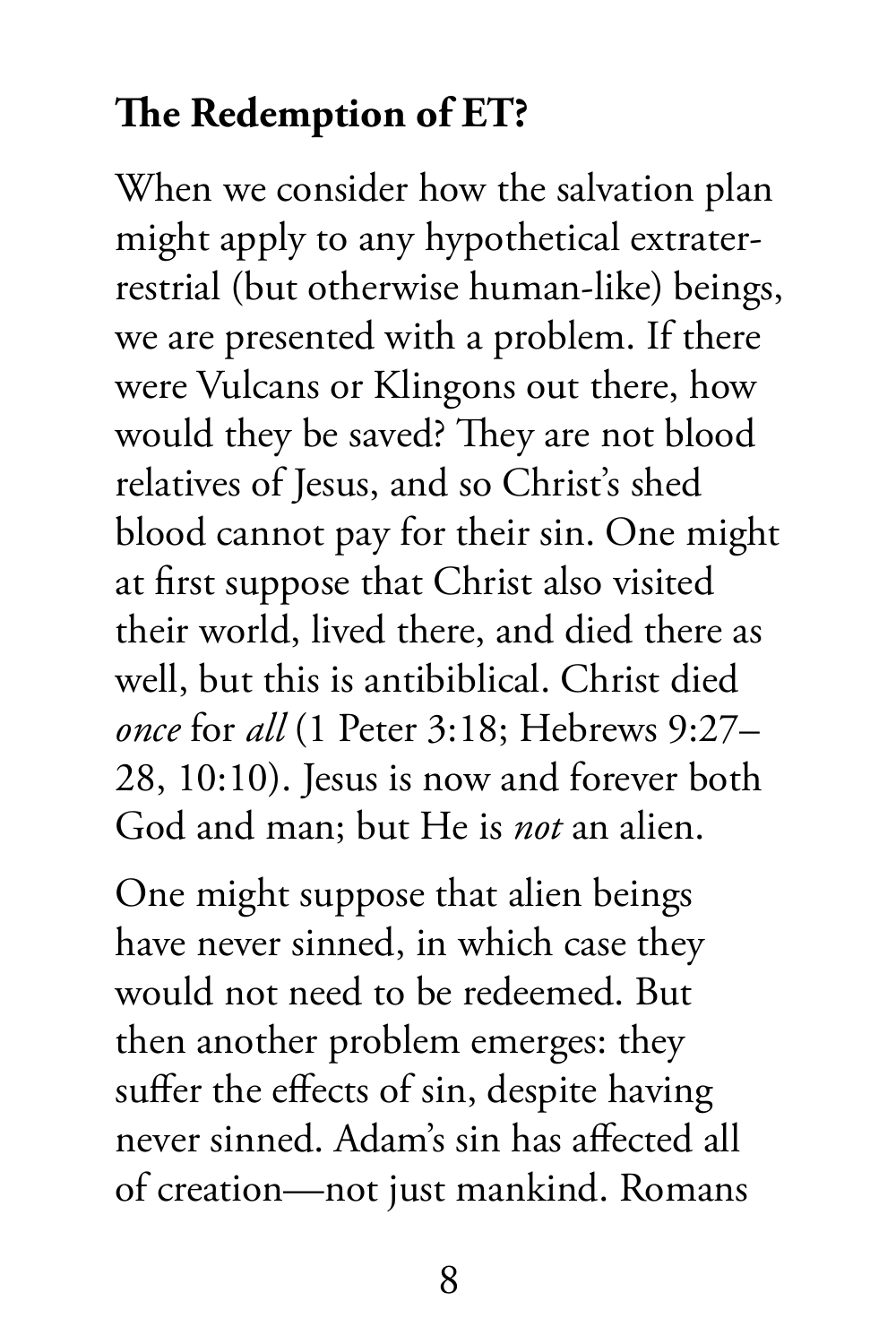## The Redemption of ET?

When we consider how the salvation plan might apply to any hypothetical extraterrestrial (but otherwise human-like) beings, we are presented with a problem. If there were Vulcans or Klingons out there, how would they be saved? They are not blood relatives of Jesus, and so Christ's shed blood cannot pay for their sin. One might at first suppose that Christ also visited their world, lived there, and died there as well, but this is antibiblical. Christ died *once* for *all* (1 Peter 3:18; Hebrews 9:27–28, 10:10). Jesus is now and forever both God and man; but He is *not* an alien.

One might suppose that alien beings have never sinned, in which case they would not need to be redeemed. But then another problem emerges: they suffer the effects of sin, despite having never sinned. Adam's sin has affected all of creation—not just mankind. Romans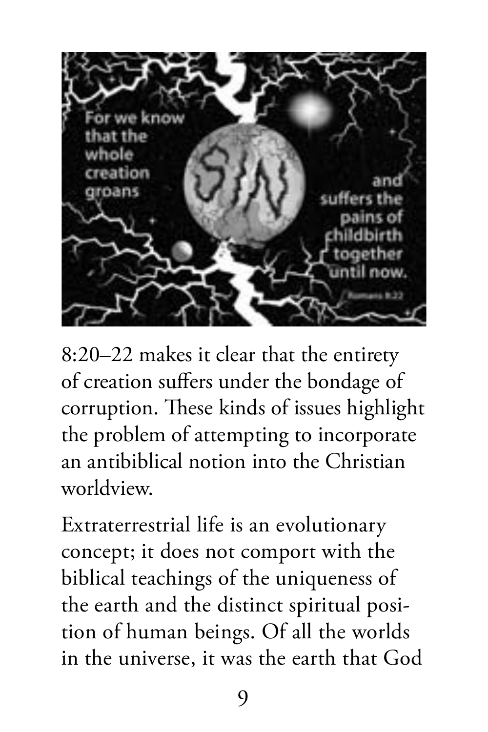8:20–22 makes it clear that the entirety of creation suffers under the bondage of corruption. These kinds of issues highlight the problem of attempting to incorporate an antibiblical notion into the Christian worldview.

Extraterrestrial life is an evolutionary concept; it does not comport with the biblical teachings of the uniqueness of the earth and the distinct spiritual position of human beings. Of all the worlds in the universe, it was the earth that God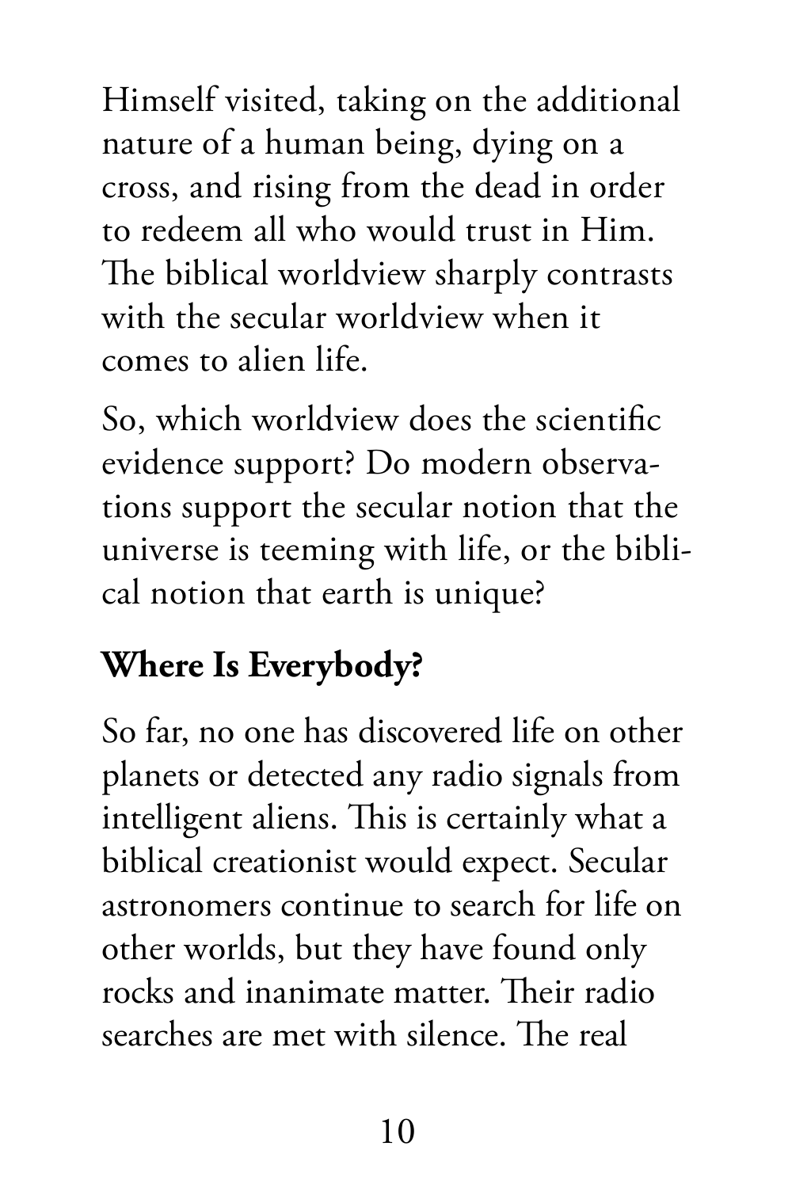Himself visited, taking on the additional nature of a human being, dying on a cross, and rising from the dead in order to redeem all who would trust in Him. The biblical worldview sharply contrasts with the secular worldview when it comes to alien life.

So, which worldview does the scientific evidence support? Do modern observations support the secular notion that the universe is teeming with life, or the biblical notion that earth is unique?

## Where Is Everybody?

So far, no one has discovered life on other planets or detected any radio signals from intelligent aliens. This is certainly what a biblical creationist would expect. Secular astronomers continue to search for life on other worlds, but they have found only rocks and inanimate matter. Their radio searches are met with silence. The real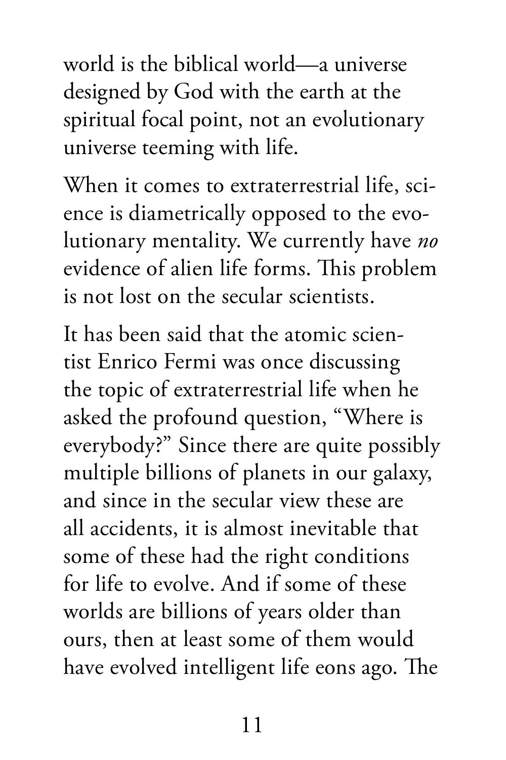world is the biblical world—a universe designed by God with the earth at the spiritual focal point, not an evolutionary universe teeming with life.

When it comes to extraterrestrial life, science is diametrically opposed to the evolutionary mentality. We currently have *no* evidence of alien life forms. This problem is not lost on the secular scientists.

It has been said that the atomic scientist Enrico Fermi was once discussing the topic of extraterrestrial life when he asked the profound question, "Where is everybody?" Since there are quite possibly multiple billions of planets in our galaxy, and since in the secular view these are all accidents, it is almost inevitable that some of these had the right conditions for life to evolve. And if some of these worlds are billions of years older than ours, then at least some of them would have evolved intelligent life eons ago. The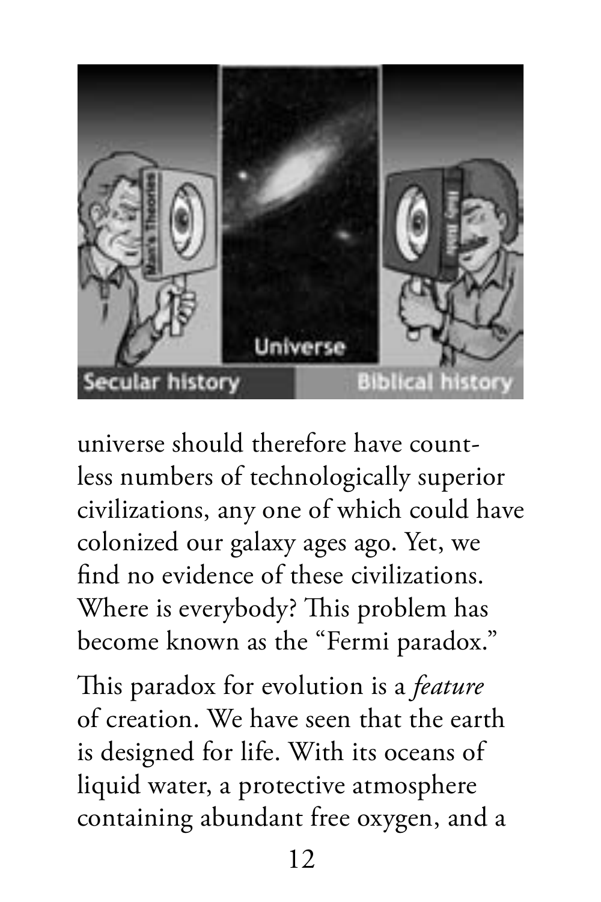universe should therefore have countless numbers of technologically superior civilizations, any one of which could have colonized our galaxy ages ago. Yet, we find no evidence of these civilizations. Where is everybody? This problem has become known as the "Fermi paradox."

This paradox for evolution is a *feature* of creation. We have seen that the earth is designed for life. With its oceans of liquid water, a protective atmosphere containing abundant free oxygen, and a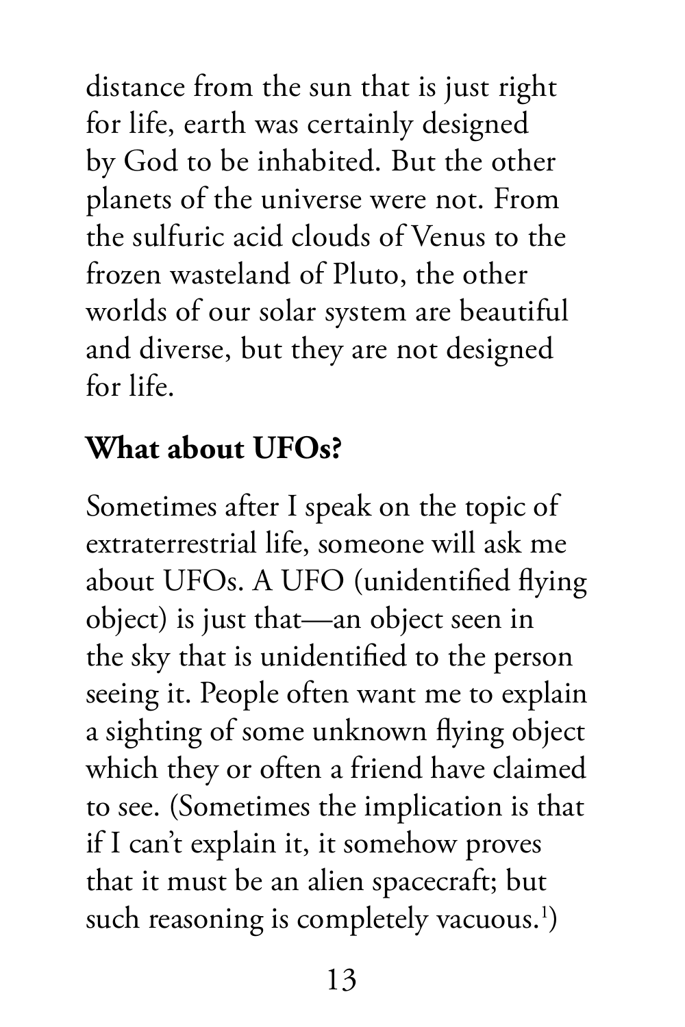distance from the sun that is just right for life, earth was certainly designed by God to be inhabited. But the other planets of the universe were not. From the sulfuric acid clouds of Venus to the frozen wasteland of Pluto, the other worlds of our solar system are beautiful and diverse, but they are not designed for life.

## What about UFOs?

Sometimes after I speak on the topic of extraterrestrial life, someone will ask me about UFOs. A UFO (unidentified flying object) is just that—an object seen in the sky that is unidentified to the person seeing it. People often want me to explain a sighting of some unknown flying object which they or often a friend have claimed to see. (Sometimes the implication is that if I can't explain it, it somehow proves that it must be an alien spacecraft; but such reasoning is completely vacuous.[1])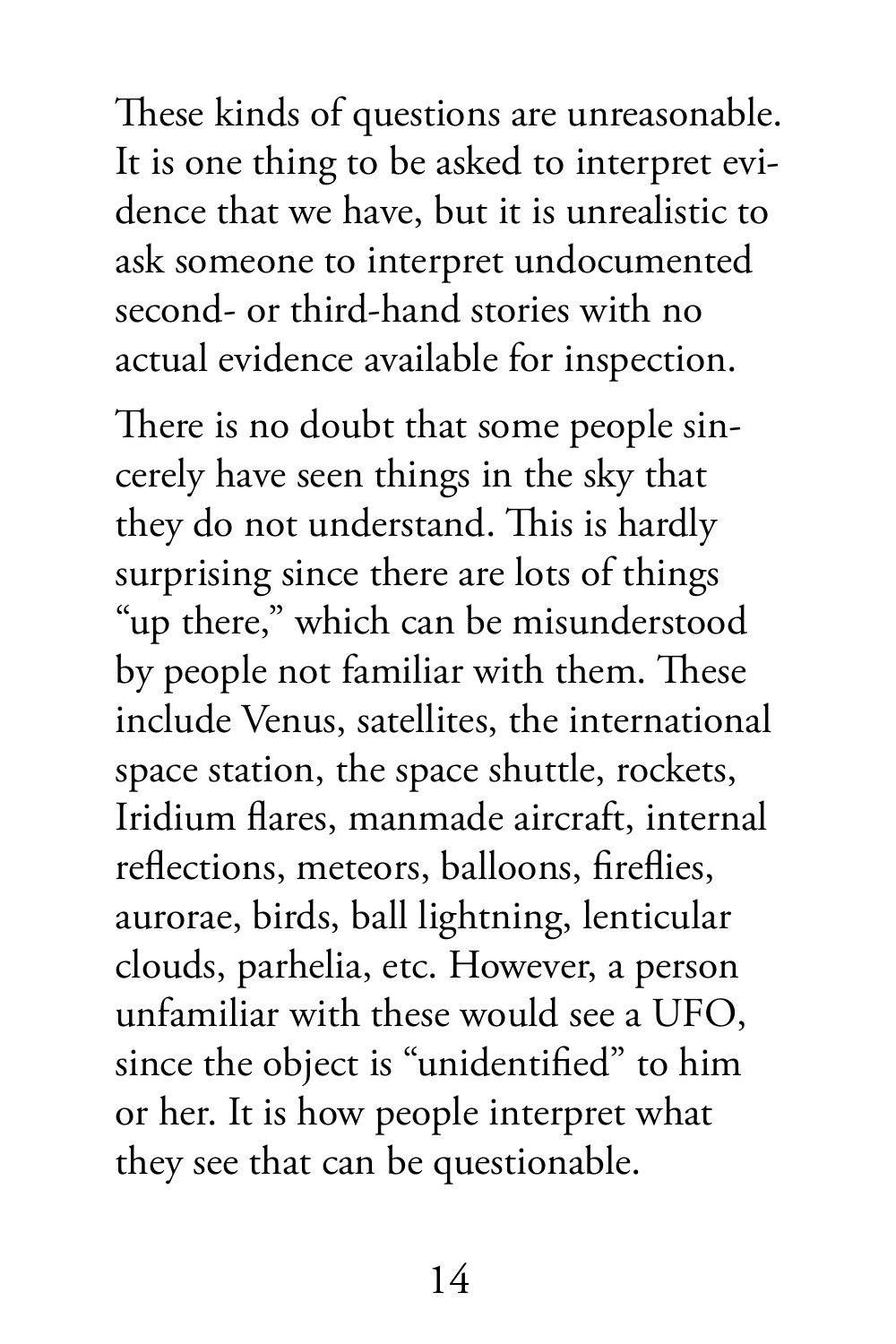These kinds of questions are unreasonable. It is one thing to be asked to interpret evidence that we have, but it is unrealistic to ask someone to interpret undocumented second- or third-hand stories with no actual evidence available for inspection.

There is no doubt that some people sincerely have seen things in the sky that they do not understand. This is hardly surprising since there are lots of things "up there," which can be misunderstood by people not familiar with them. These include Venus, satellites, the international space station, the space shuttle, rockets, Iridium flares, manmade aircraft, internal reflections, meteors, balloons, fireflies, aurorae, birds, ball lightning, lenticular clouds, parhelia, etc. However, a person unfamiliar with these would see a UFO, since the object is "unidentified" to him or her. It is how people interpret what they see that can be questionable.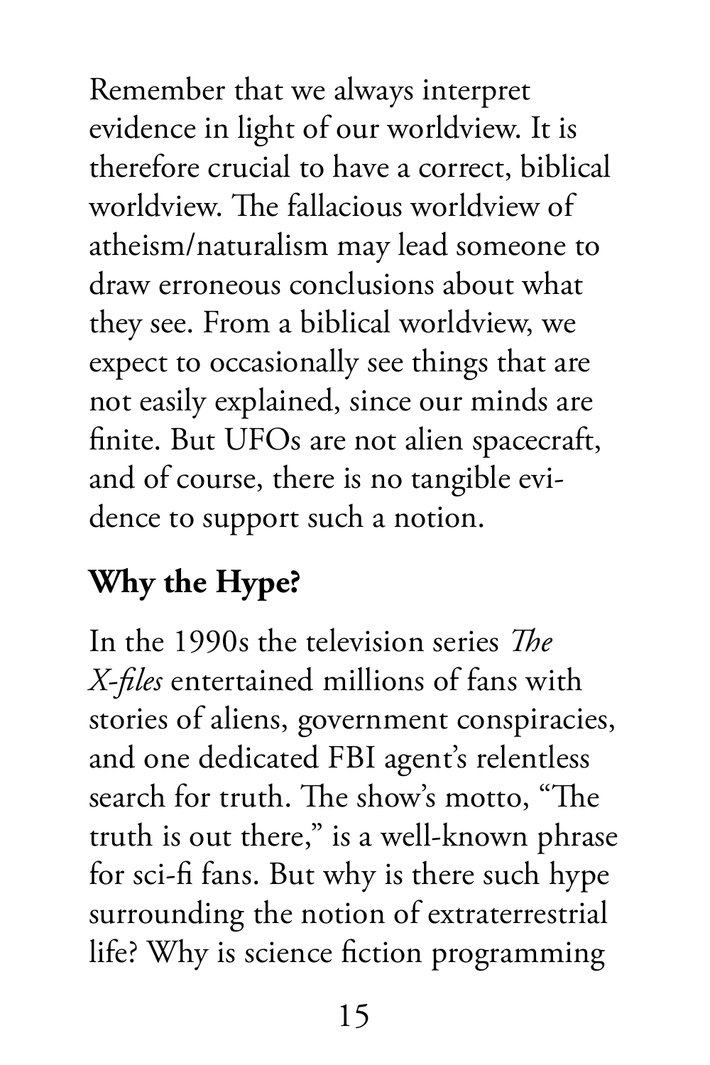Remember that we always interpret evidence in light of our worldview. It is therefore crucial to have a correct, biblical worldview. The fallacious worldview of atheism/naturalism may lead someone to draw erroneous conclusions about what they see. From a biblical worldview, we expect to occasionally see things that are not easily explained, since our minds are finite. But UFOs are not alien spacecraft, and of course, there is no tangible evidence to support such a notion.

## Why the Hype?

In the 1990s the television series *The X-files* entertained millions of fans with stories of aliens, government conspiracies, and one dedicated FBI agent's relentless search for truth. The show's motto, "The truth is out there," is a well-known phrase for sci-fi fans. But why is there such hype surrounding the notion of extraterrestrial life? Why is science fiction programming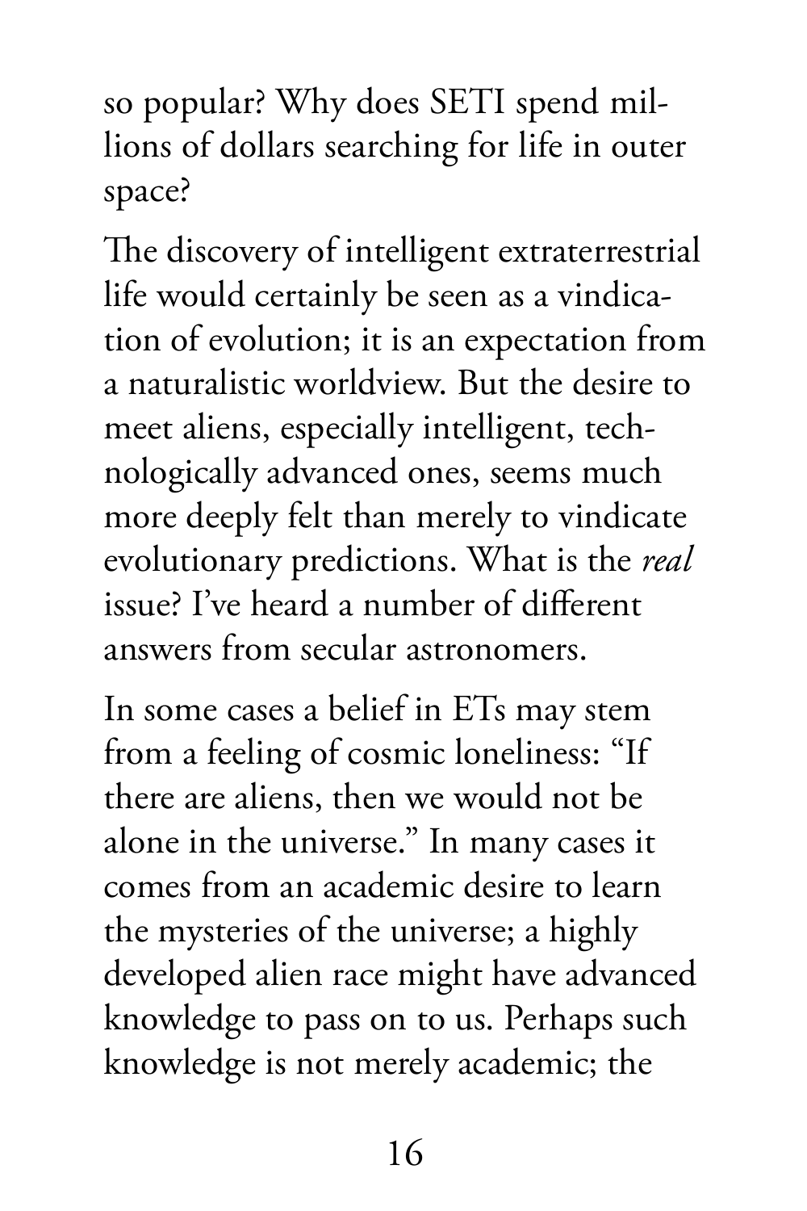so popular? Why does SETI spend millions of dollars searching for life in outer space?

The discovery of intelligent extraterrestrial life would certainly be seen as a vindication of evolution; it is an expectation from a naturalistic worldview. But the desire to meet aliens, especially intelligent, technologically advanced ones, seems much more deeply felt than merely to vindicate evolutionary predictions. What is the *real* issue? I've heard a number of different answers from secular astronomers.

In some cases a belief in ETs may stem from a feeling of cosmic loneliness: "If there are aliens, then we would not be alone in the universe." In many cases it comes from an academic desire to learn the mysteries of the universe; a highly developed alien race might have advanced knowledge to pass on to us. Perhaps such knowledge is not merely academic; the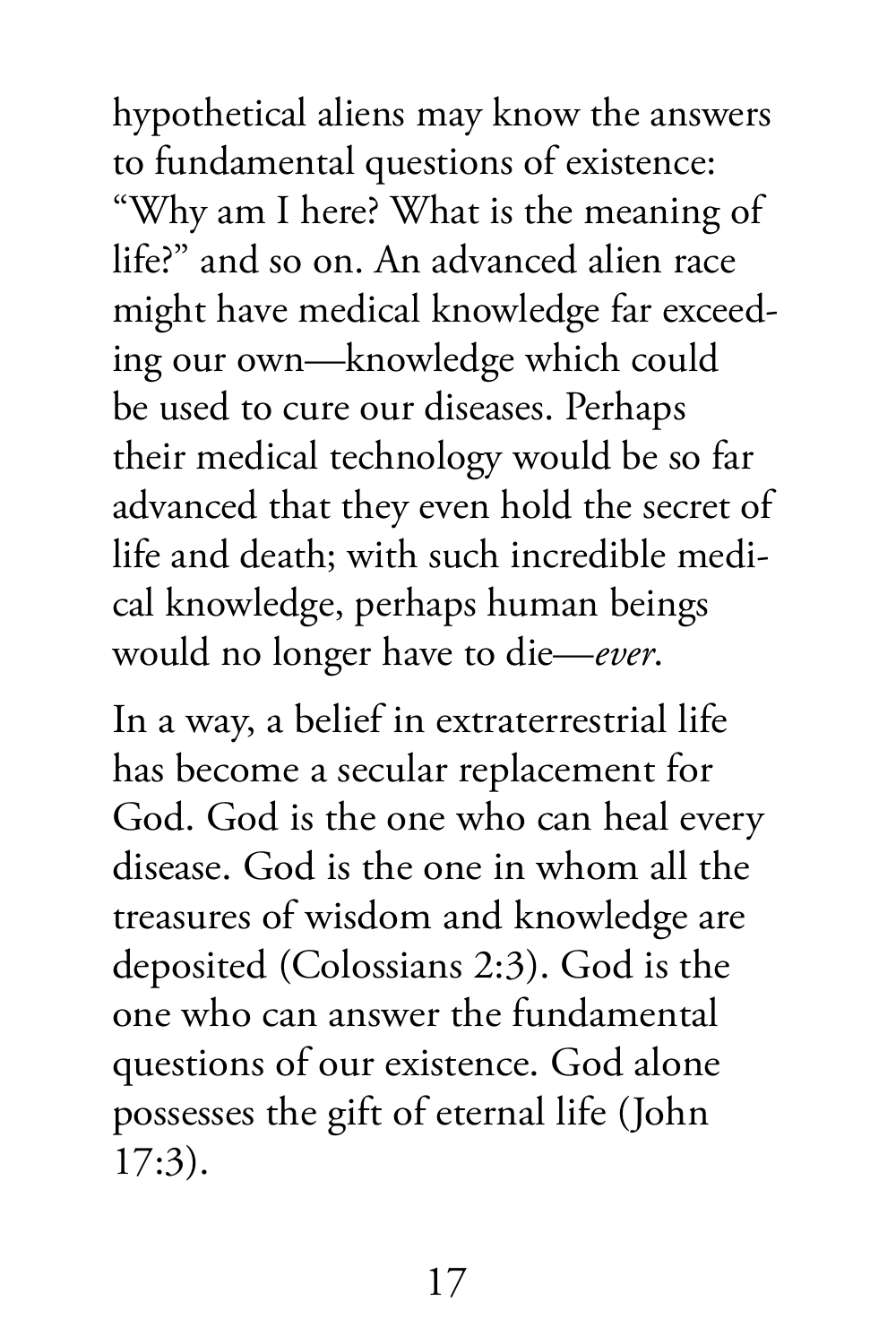hypothetical aliens may know the answers to fundamental questions of existence: "Why am I here? What is the meaning of life?" and so on. An advanced alien race might have medical knowledge far exceeding our own—knowledge which could be used to cure our diseases. Perhaps their medical technology would be so far advanced that they even hold the secret of life and death; with such incredible medical knowledge, perhaps human beings would no longer have to die—*ever*.

In a way, a belief in extraterrestrial life has become a secular replacement for God. God is the one who can heal every disease. God is the one in whom all the treasures of wisdom and knowledge are deposited (Colossians 2:3). God is the one who can answer the fundamental questions of our existence. God alone possesses the gift of eternal life (John 17:3).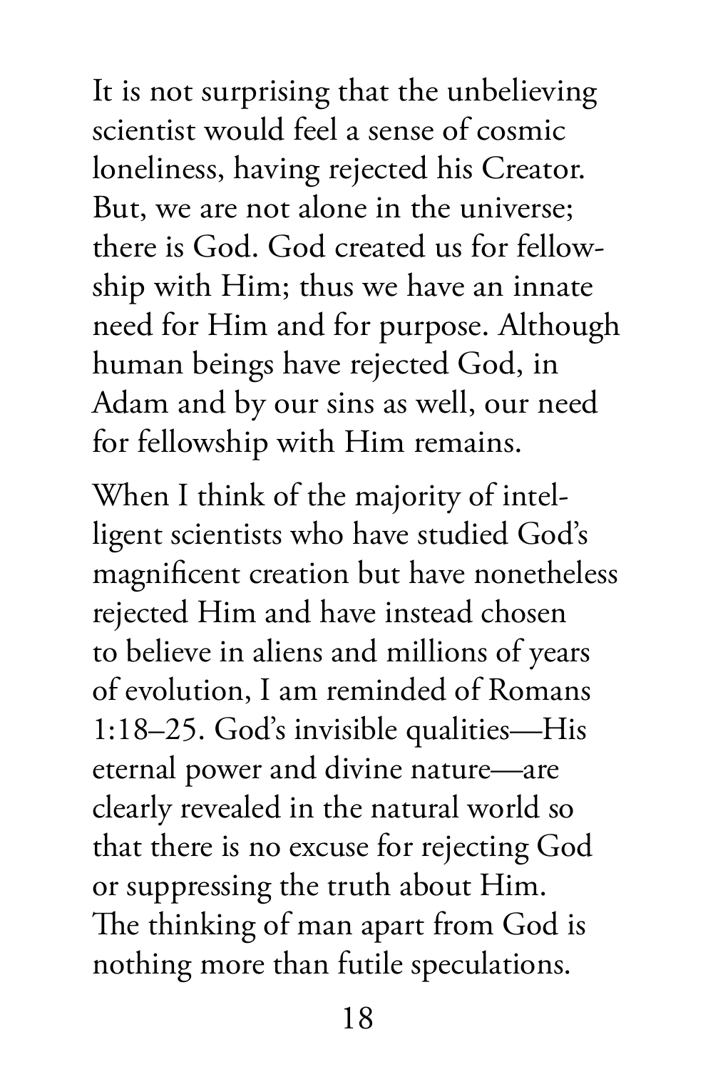It is not surprising that the unbelieving scientist would feel a sense of cosmic loneliness, having rejected his Creator. But, we are not alone in the universe; there is God. God created us for fellowship with Him; thus we have an innate need for Him and for purpose. Although human beings have rejected God, in Adam and by our sins as well, our need for fellowship with Him remains.

When I think of the majority of intelligent scientists who have studied God's magnificent creation but have nonetheless rejected Him and have instead chosen to believe in aliens and millions of years of evolution, I am reminded of Romans 1:18–25. God's invisible qualities—His eternal power and divine nature—are clearly revealed in the natural world so that there is no excuse for rejecting God or suppressing the truth about Him. The thinking of man apart from God is nothing more than futile speculations.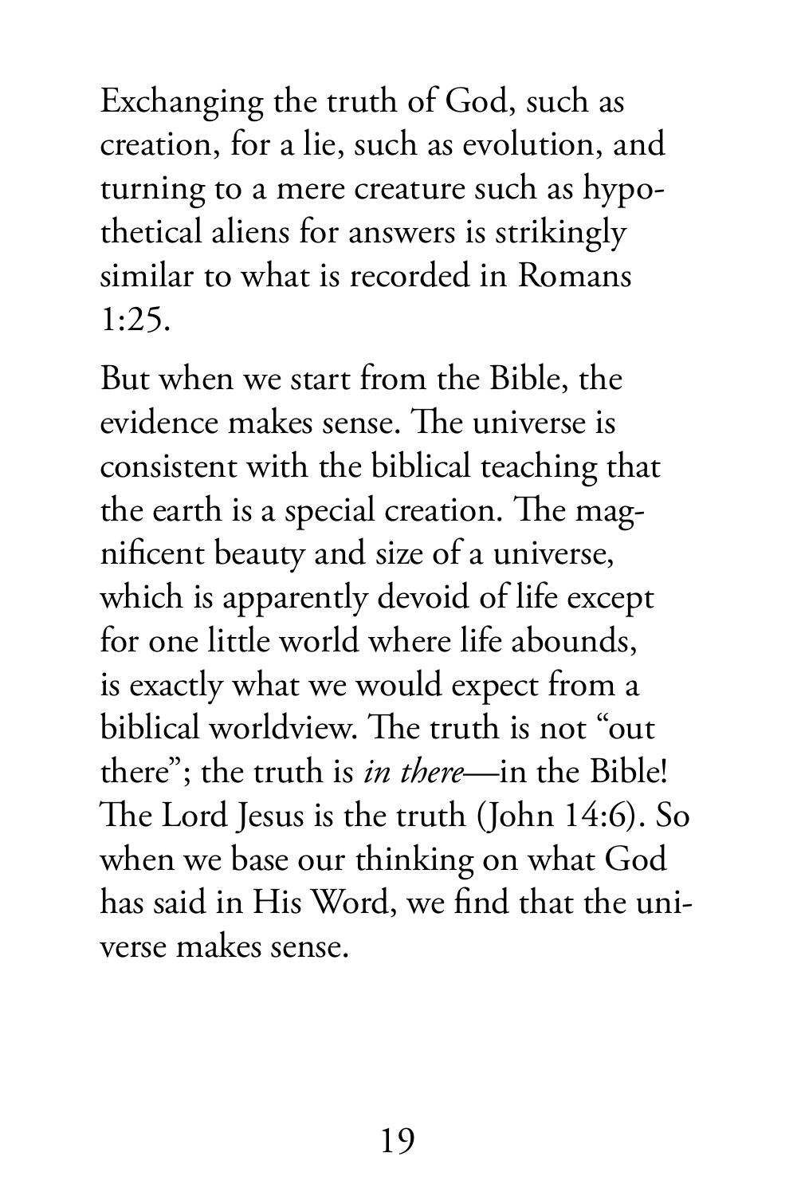Exchanging the truth of God, such as creation, for a lie, such as evolution, and turning to a mere creature such as hypothetical aliens for answers is strikingly similar to what is recorded in Romans 1:25.

But when we start from the Bible, the evidence makes sense. The universe is consistent with the biblical teaching that the earth is a special creation. The magnificent beauty and size of a universe, which is apparently devoid of life except for one little world where life abounds, is exactly what we would expect from a biblical worldview. The truth is not "out there"; the truth is *in there*—in the Bible! The Lord Jesus is the truth (John 14:6). So when we base our thinking on what God has said in His Word, we find that the universe makes sense.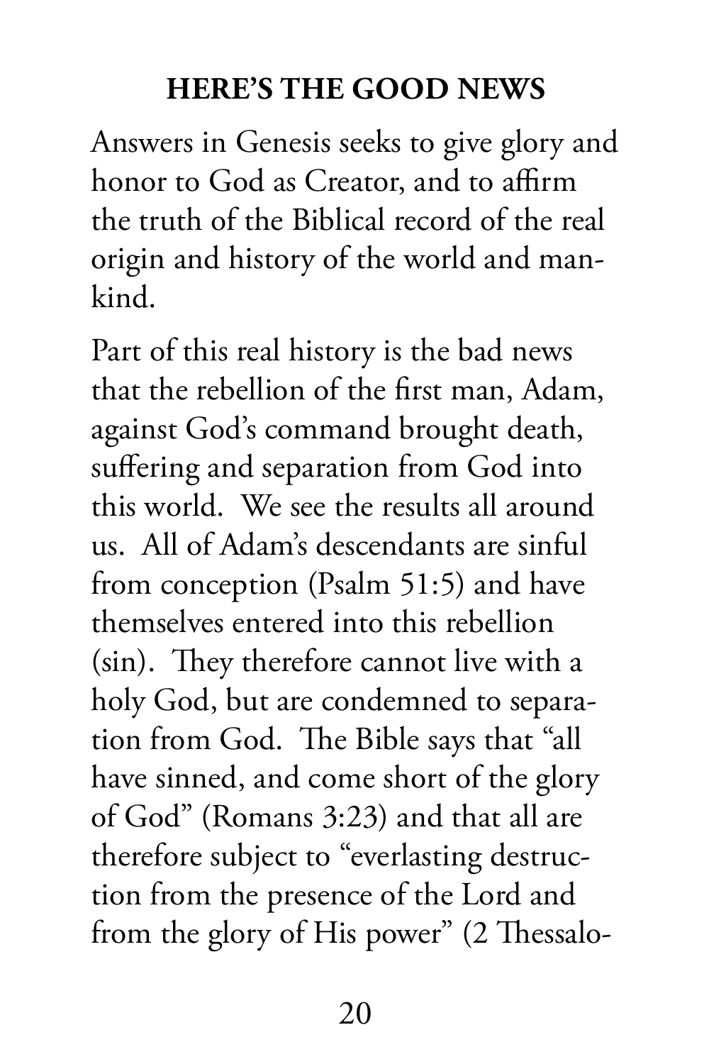## HERE'S THE GOOD NEWS

Answers in Genesis seeks to give glory and honor to God as Creator, and to affirm the truth of the Biblical record of the real origin and history of the world and mankind.

Part of this real history is the bad news that the rebellion of the first man, Adam, against God's command brought death, suffering and separation from God into this world. We see the results all around us. All of Adam's descendants are sinful from conception (Psalm 51:5) and have themselves entered into this rebellion (sin). They therefore cannot live with a holy God, but are condemned to separation from God. The Bible says that "all have sinned, and come short of the glory of God" (Romans 3:23) and that all are therefore subject to "everlasting destruction from the presence of the Lord and from the glory of His power" (2 Thessalo-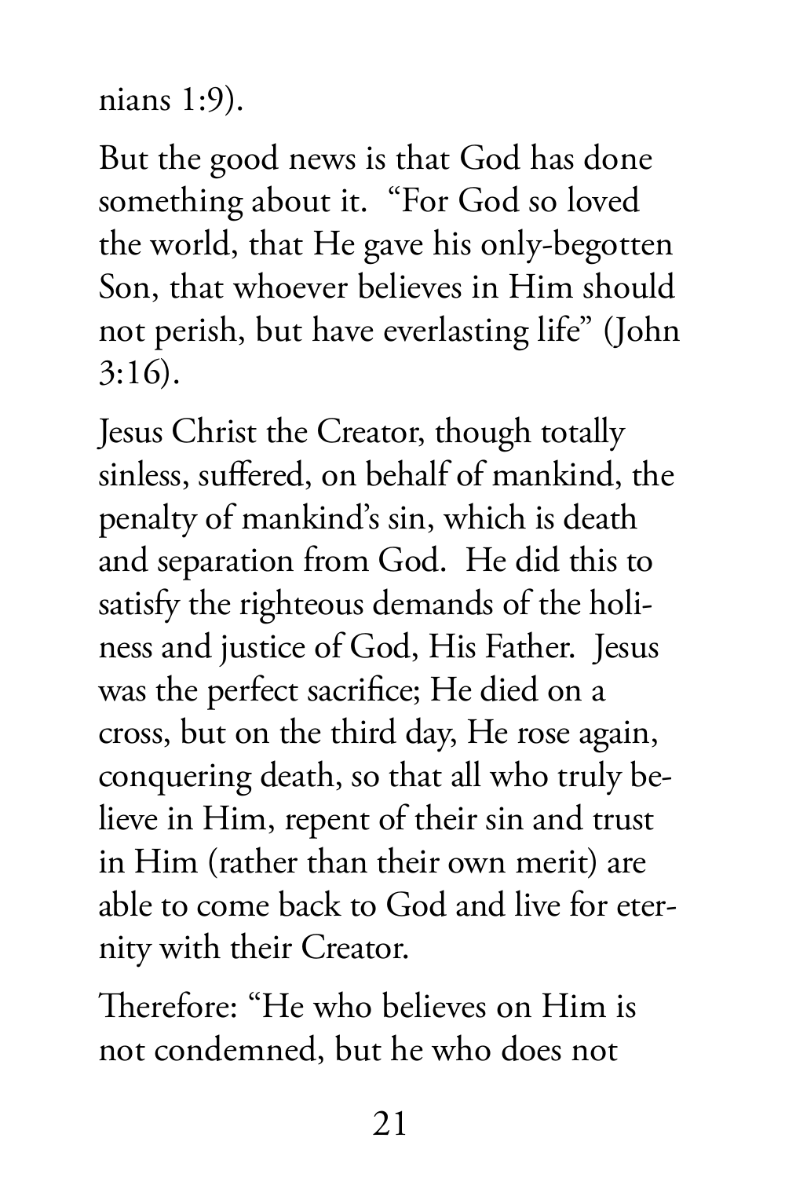nians 1:9).

But the good news is that God has done something about it. "For God so loved the world, that He gave his only-begotten Son, that whoever believes in Him should not perish, but have everlasting life" (John 3:16).

Jesus Christ the Creator, though totally sinless, suffered, on behalf of mankind, the penalty of mankind's sin, which is death and separation from God. He did this to satisfy the righteous demands of the holiness and justice of God, His Father. Jesus was the perfect sacrifice; He died on a cross, but on the third day, He rose again, conquering death, so that all who truly believe in Him, repent of their sin and trust in Him (rather than their own merit) are able to come back to God and live for eternity with their Creator.

Therefore: "He who believes on Him is not condemned, but he who does not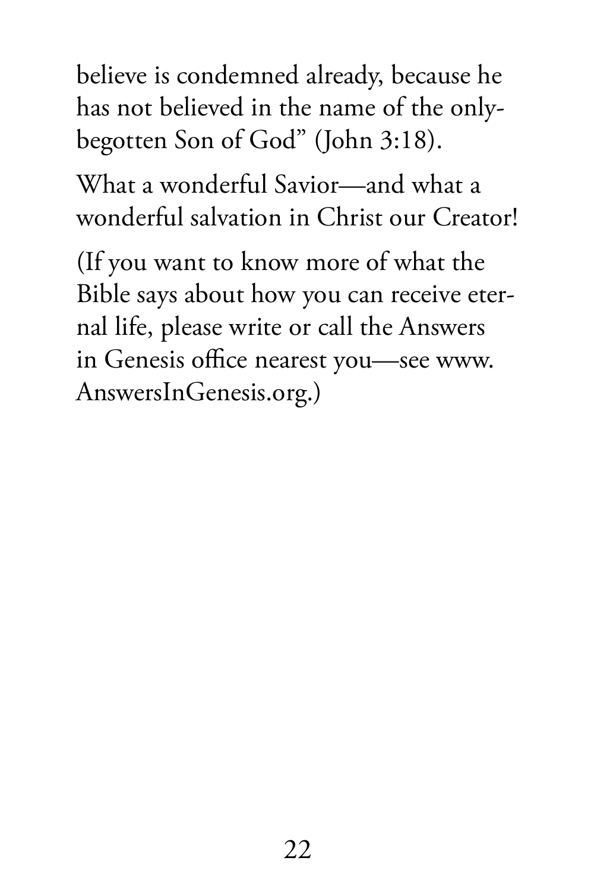believe is condemned already, because he has not believed in the name of the only-begotten Son of God" (John 3:18).

What a wonderful Savior—and what a wonderful salvation in Christ our Creator!

(If you want to know more of what the Bible says about how you can receive eternal life, please write or call the Answers in Genesis office nearest you—see www.AnswersInGenesis.org.)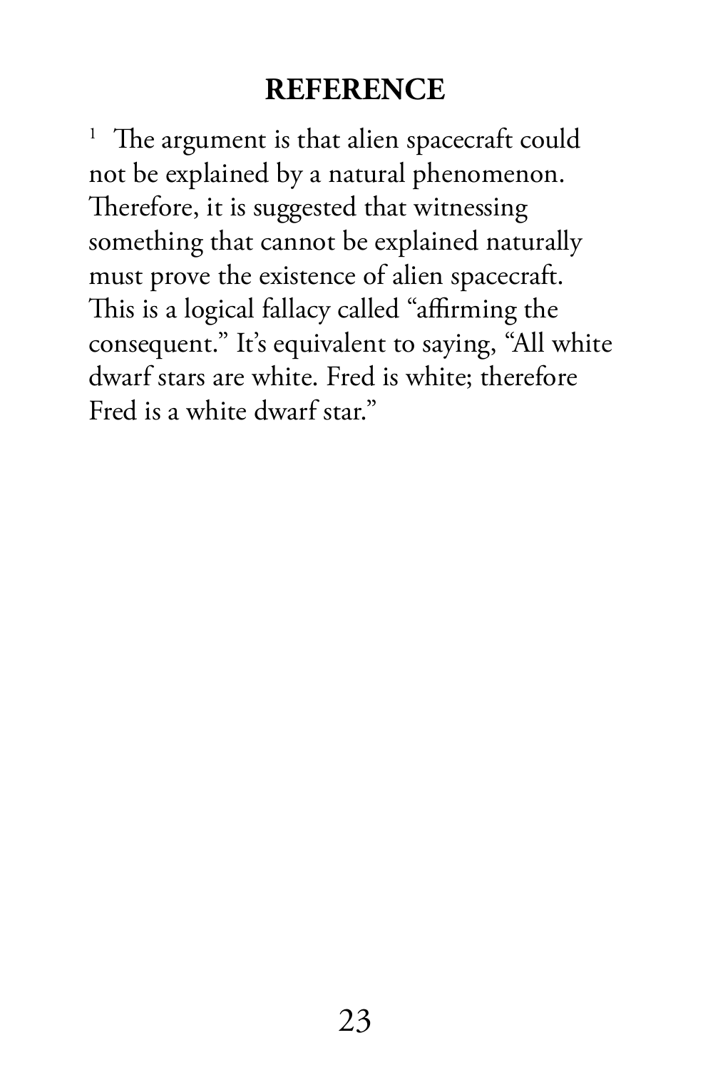## REFERENCE

[1] The argument is that alien spacecraft could not be explained by a natural phenomenon. Therefore, it is suggested that witnessing something that cannot be explained naturally must prove the existence of alien spacecraft. This is a logical fallacy called "affirming the consequent." It's equivalent to saying, "All white dwarf stars are white. Fred is white; therefore Fred is a white dwarf star."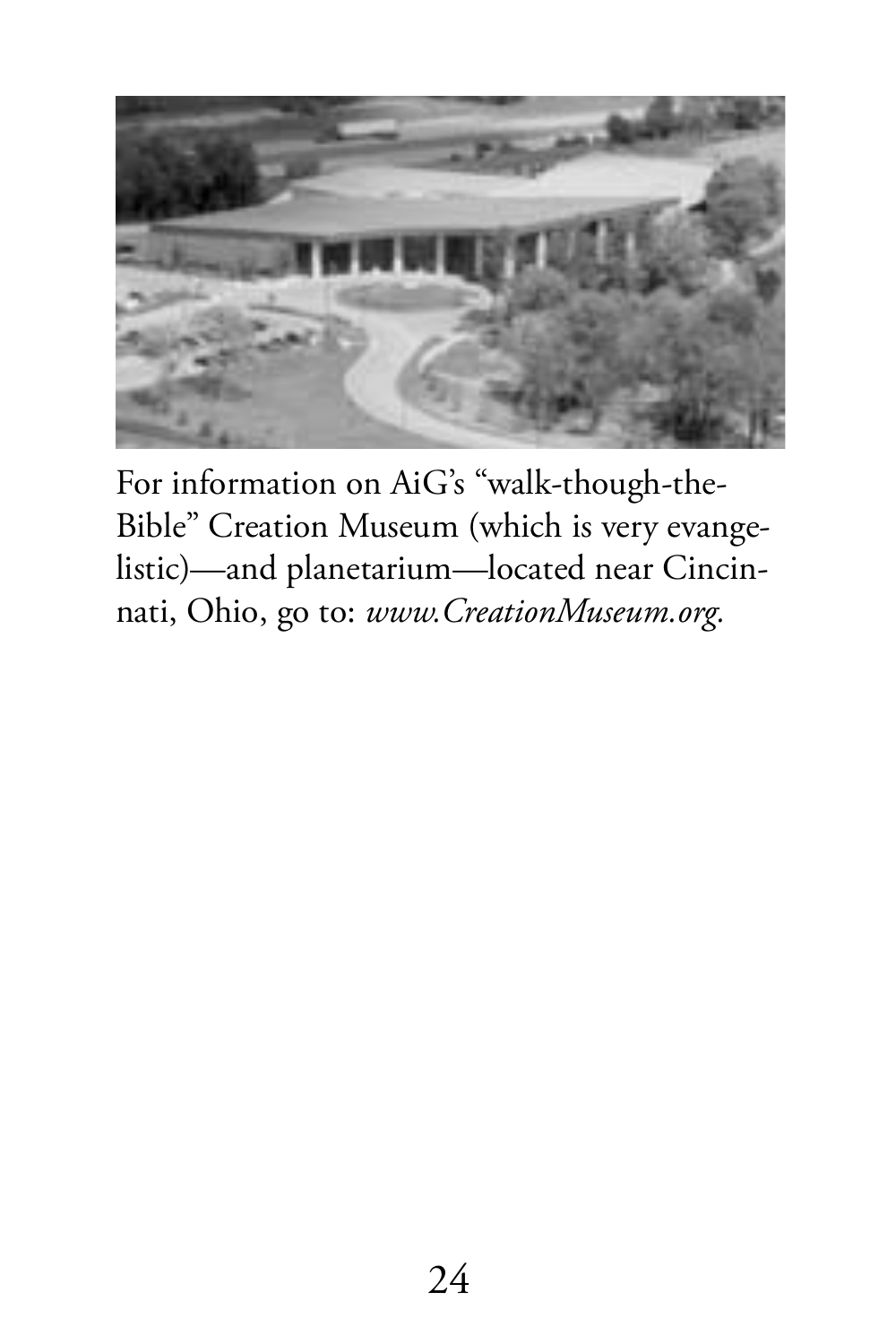For information on AiG's "walk-though-the-Bible" Creation Museum (which is very evangelistic)—and planetarium—located near Cincinnati, Ohio, go to: *www.CreationMuseum.org*.